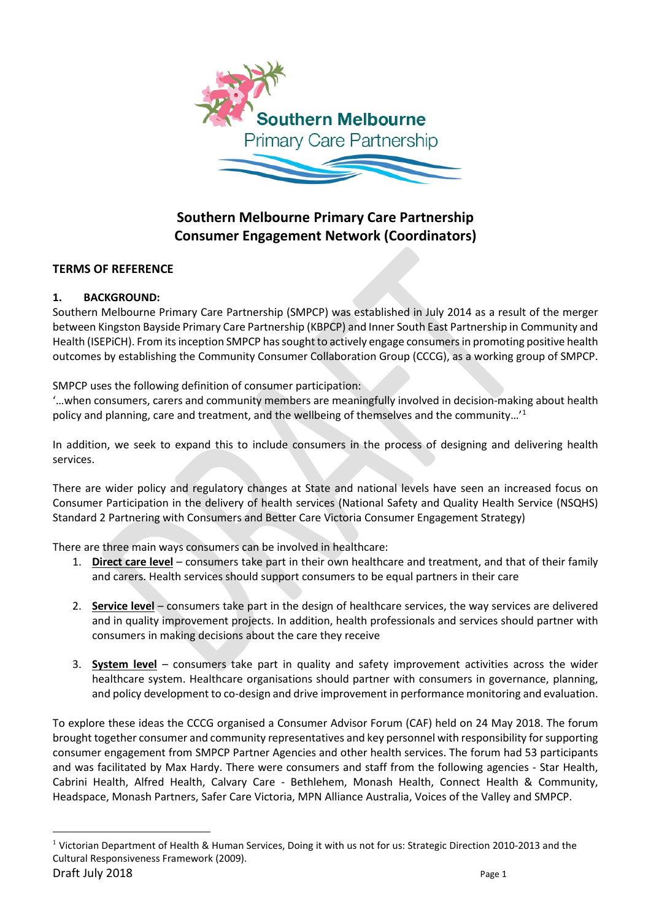# Southern Melbourne Primary Care Partnership Consumer Engagement Network (Coordinators)

## TERMS OF REFERENCE

### 1. BACKGROUND:

Southern Melbourne Primary Care Partnership (SMPCP) was established in July 2014 as a result of the merger between Kingston Bayside Primary Care Partnership (KBPCP) and Inner South East Partnership in Community and Health (ISEPiCH). From its inception SMPCP has sought to actively engage consumers in promoting positive health outcomes by establishing the Community Consumer Collaboration Group (CCCG), as a working group of SMPCP.

SMPCP uses the following definition of consumer participation:
'…when consumers, carers and community members are meaningfully involved in decision-making about health policy and planning, care and treatment, and the wellbeing of themselves and the community…'[1]

In addition, we seek to expand this to include consumers in the process of designing and delivering health services.

There are wider policy and regulatory changes at State and national levels have seen an increased focus on Consumer Participation in the delivery of health services (National Safety and Quality Health Service (NSQHS) Standard 2 Partnering with Consumers and Better Care Victoria Consumer Engagement Strategy)

There are three main ways consumers can be involved in healthcare:

1. **Direct care level** – consumers take part in their own healthcare and treatment, and that of their family and carers. Health services should support consumers to be equal partners in their care

2. **Service level** – consumers take part in the design of healthcare services, the way services are delivered and in quality improvement projects. In addition, health professionals and services should partner with consumers in making decisions about the care they receive

3. **System level** – consumers take part in quality and safety improvement activities across the wider healthcare system. Healthcare organisations should partner with consumers in governance, planning, and policy development to co-design and drive improvement in performance monitoring and evaluation.

To explore these ideas the CCCG organised a Consumer Advisor Forum (CAF) held on 24 May 2018. The forum brought together consumer and community representatives and key personnel with responsibility for supporting consumer engagement from SMPCP Partner Agencies and other health services. The forum had 53 participants and was facilitated by Max Hardy. There were consumers and staff from the following agencies - Star Health, Cabrini Health, Alfred Health, Calvary Care - Bethlehem, Monash Health, Connect Health & Community, Headspace, Monash Partners, Safer Care Victoria, MPN Alliance Australia, Voices of the Valley and SMPCP.

---

[1] Victorian Department of Health & Human Services, Doing it with us not for us: Strategic Direction 2010-2013 and the Cultural Responsiveness Framework (2009).

Draft July 2018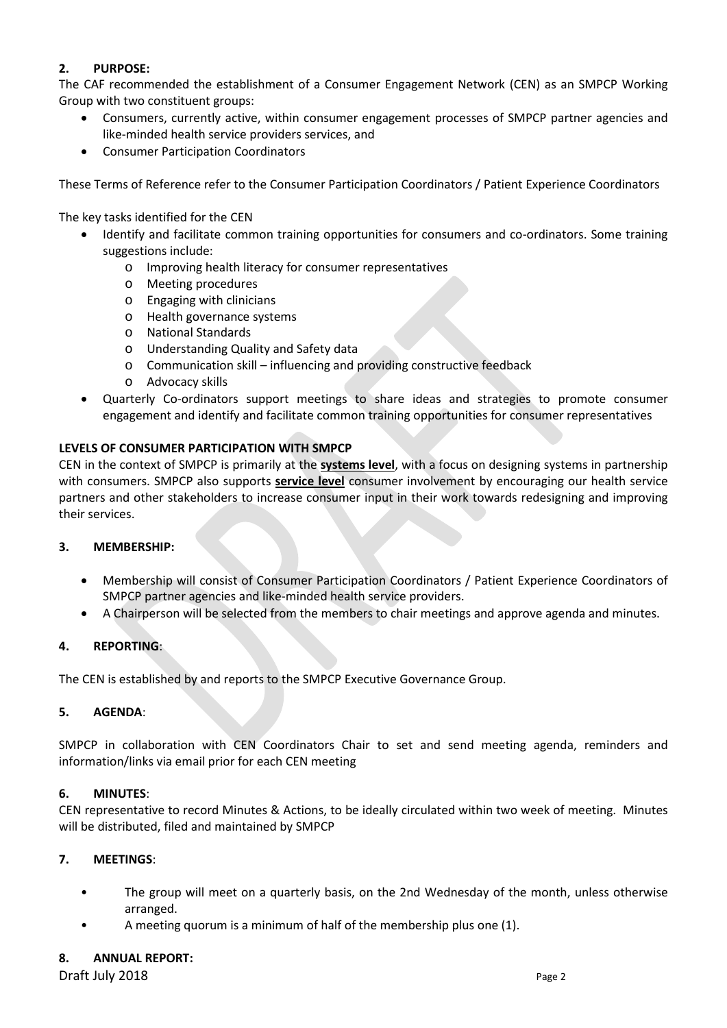## 2. PURPOSE:

The CAF recommended the establishment of a Consumer Engagement Network (CEN) as an SMPCP Working Group with two constituent groups:

- Consumers, currently active, within consumer engagement processes of SMPCP partner agencies and like-minded health service providers services, and
- Consumer Participation Coordinators

These Terms of Reference refer to the Consumer Participation Coordinators / Patient Experience Coordinators

The key tasks identified for the CEN

- Identify and facilitate common training opportunities for consumers and co-ordinators. Some training suggestions include:
  - Improving health literacy for consumer representatives
  - Meeting procedures
  - Engaging with clinicians
  - Health governance systems
  - National Standards
  - Understanding Quality and Safety data
  - Communication skill – influencing and providing constructive feedback
  - Advocacy skills
- Quarterly Co-ordinators support meetings to share ideas and strategies to promote consumer engagement and identify and facilitate common training opportunities for consumer representatives

**LEVELS OF CONSUMER PARTICIPATION WITH SMPCP**

CEN in the context of SMPCP is primarily at the **systems level**, with a focus on designing systems in partnership with consumers. SMPCP also supports **service level** consumer involvement by encouraging our health service partners and other stakeholders to increase consumer input in their work towards redesigning and improving their services.

## 3. MEMBERSHIP:

- Membership will consist of Consumer Participation Coordinators / Patient Experience Coordinators of SMPCP partner agencies and like-minded health service providers.
- A Chairperson will be selected from the members to chair meetings and approve agenda and minutes.

## 4. REPORTING:

The CEN is established by and reports to the SMPCP Executive Governance Group.

## 5. AGENDA:

SMPCP in collaboration with CEN Coordinators Chair to set and send meeting agenda, reminders and information/links via email prior for each CEN meeting

## 6. MINUTES:

CEN representative to record Minutes & Actions, to be ideally circulated within two week of meeting. Minutes will be distributed, filed and maintained by SMPCP

## 7. MEETINGS:

- The group will meet on a quarterly basis, on the 2nd Wednesday of the month, unless otherwise arranged.
- A meeting quorum is a minimum of half of the membership plus one (1).

## 8. ANNUAL REPORT: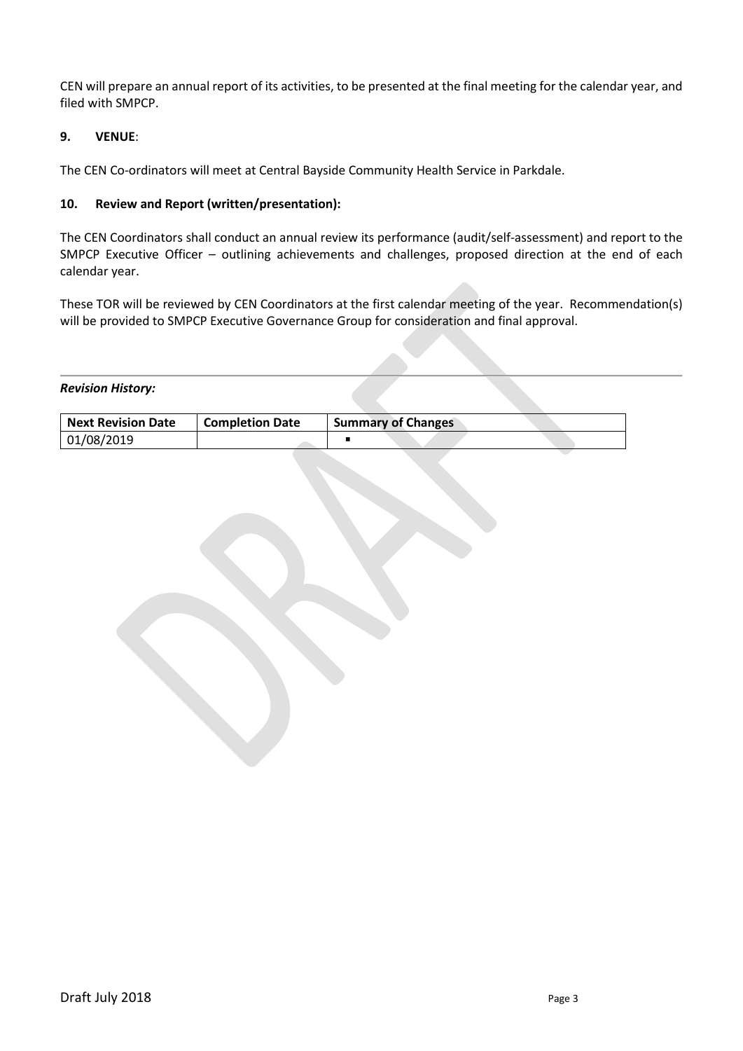CEN will prepare an annual report of its activities, to be presented at the final meeting for the calendar year, and filed with SMPCP.

**9. VENUE**:

The CEN Co-ordinators will meet at Central Bayside Community Health Service in Parkdale.

**10. Review and Report (written/presentation):**

The CEN Coordinators shall conduct an annual review its performance (audit/self-assessment) and report to the SMPCP Executive Officer – outlining achievements and challenges, proposed direction at the end of each calendar year.

These TOR will be reviewed by CEN Coordinators at the first calendar meeting of the year. Recommendation(s) will be provided to SMPCP Executive Governance Group for consideration and final approval.

---

***Revision History:***

| Next Revision Date | Completion Date | Summary of Changes |
| --- | --- | --- |
| 01/08/2019 | | ▪ |

Draft July 2018